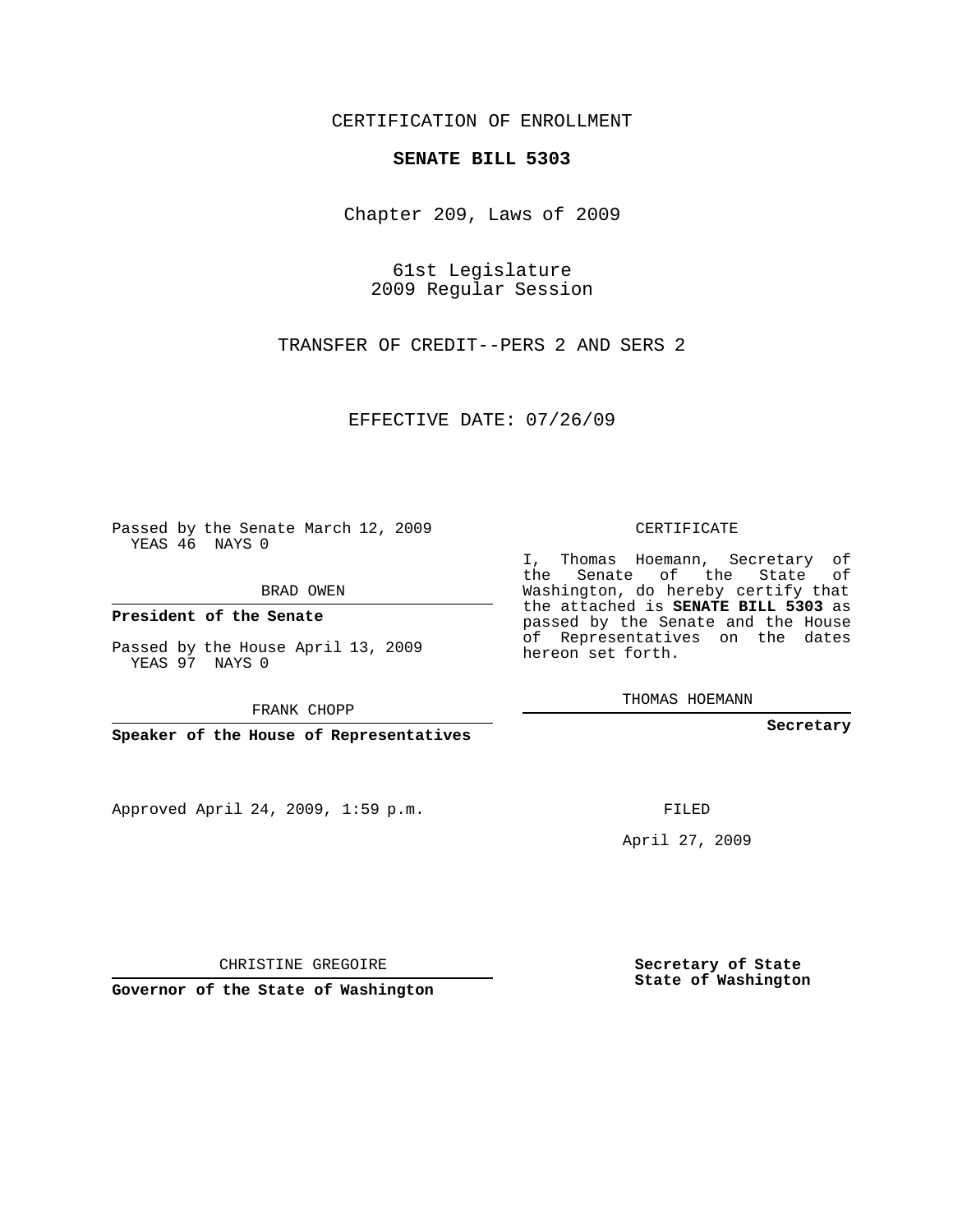CERTIFICATION OF ENROLLMENT

**SENATE BILL 5303**

Chapter 209, Laws of 2009

61st Legislature
2009 Regular Session

TRANSFER OF CREDIT--PERS 2 AND SERS 2

EFFECTIVE DATE: 07/26/09

Passed by the Senate March 12, 2009
YEAS 46 NAYS 0

BRAD OWEN

**President of the Senate**

Passed by the House April 13, 2009
YEAS 97 NAYS 0

FRANK CHOPP

**Speaker of the House of Representatives**

CERTIFICATE

I, Thomas Hoemann, Secretary of the Senate of the State of Washington, do hereby certify that the attached is **SENATE BILL 5303** as passed by the Senate and the House of Representatives on the dates hereon set forth.

THOMAS HOEMANN

**Secretary**

Approved April 24, 2009, 1:59 p.m.

FILED

April 27, 2009

CHRISTINE GREGOIRE

**Governor of the State of Washington**

**Secretary of State**
**State of Washington**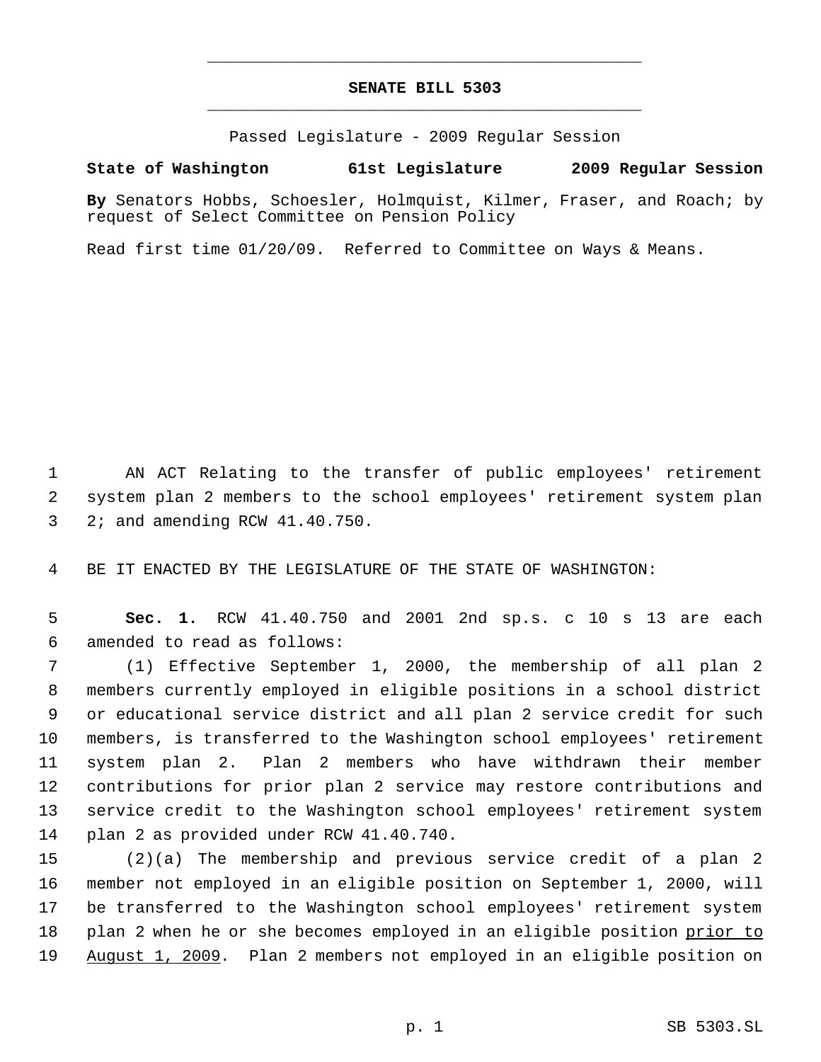# SENATE BILL 5303

Passed Legislature - 2009 Regular Session

**State of Washington 61st Legislature 2009 Regular Session**

**By** Senators Hobbs, Schoesler, Holmquist, Kilmer, Fraser, and Roach; by request of Select Committee on Pension Policy

Read first time 01/20/09. Referred to Committee on Ways & Means.

AN ACT Relating to the transfer of public employees' retirement system plan 2 members to the school employees' retirement system plan 2; and amending RCW 41.40.750.

BE IT ENACTED BY THE LEGISLATURE OF THE STATE OF WASHINGTON:

**Sec. 1.** RCW 41.40.750 and 2001 2nd sp.s. c 10 s 13 are each amended to read as follows:

(1) Effective September 1, 2000, the membership of all plan 2 members currently employed in eligible positions in a school district or educational service district and all plan 2 service credit for such members, is transferred to the Washington school employees' retirement system plan 2. Plan 2 members who have withdrawn their member contributions for prior plan 2 service may restore contributions and service credit to the Washington school employees' retirement system plan 2 as provided under RCW 41.40.740.

(2)(a) The membership and previous service credit of a plan 2 member not employed in an eligible position on September 1, 2000, will be transferred to the Washington school employees' retirement system plan 2 when he or she becomes employed in an eligible position <u>prior to August 1, 2009</u>. Plan 2 members not employed in an eligible position on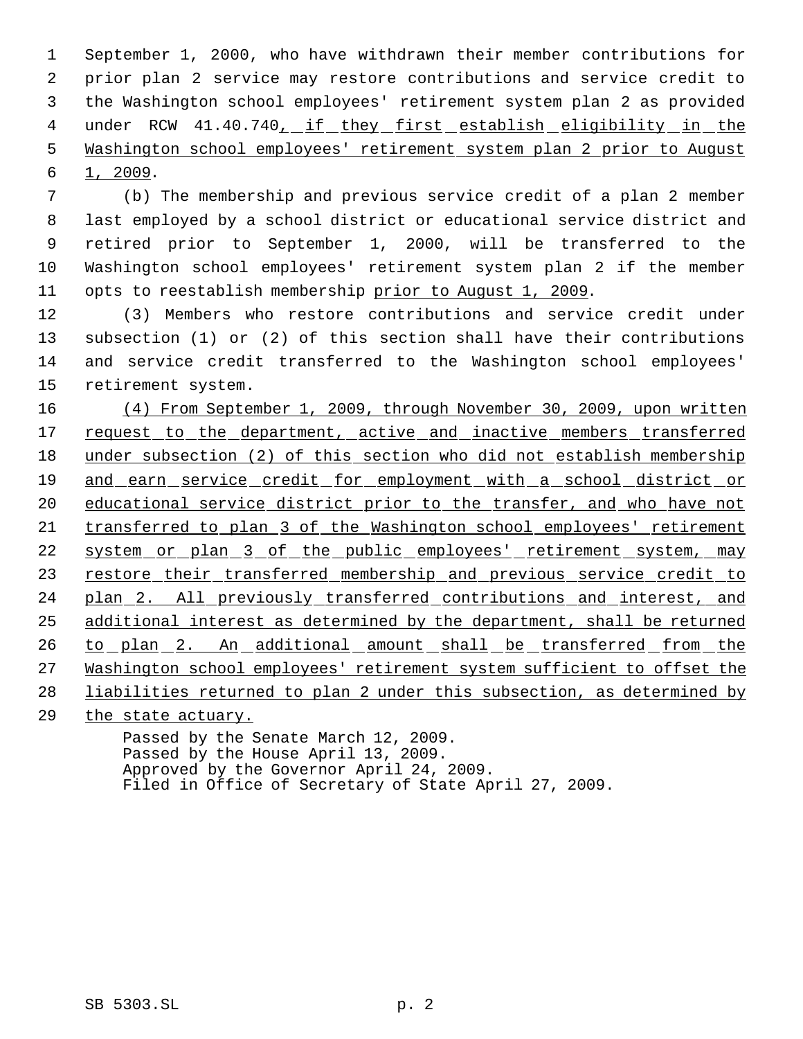September 1, 2000, who have withdrawn their member contributions for prior plan 2 service may restore contributions and service credit to the Washington school employees' retirement system plan 2 as provided under RCW 41.40.740, if they first establish eligibility in the Washington school employees' retirement system plan 2 prior to August 1, 2009.

(b) The membership and previous service credit of a plan 2 member last employed by a school district or educational service district and retired prior to September 1, 2000, will be transferred to the Washington school employees' retirement system plan 2 if the member opts to reestablish membership prior to August 1, 2009.

(3) Members who restore contributions and service credit under subsection (1) or (2) of this section shall have their contributions and service credit transferred to the Washington school employees' retirement system.

(4) From September 1, 2009, through November 30, 2009, upon written request to the department, active and inactive members transferred under subsection (2) of this section who did not establish membership and earn service credit for employment with a school district or educational service district prior to the transfer, and who have not transferred to plan 3 of the Washington school employees' retirement system or plan 3 of the public employees' retirement system, may restore their transferred membership and previous service credit to plan 2. All previously transferred contributions and interest, and additional interest as determined by the department, shall be returned to plan 2. An additional amount shall be transferred from the Washington school employees' retirement system sufficient to offset the liabilities returned to plan 2 under this subsection, as determined by the state actuary.

Passed by the Senate March 12, 2009.
Passed by the House April 13, 2009.
Approved by the Governor April 24, 2009.
Filed in Office of Secretary of State April 27, 2009.